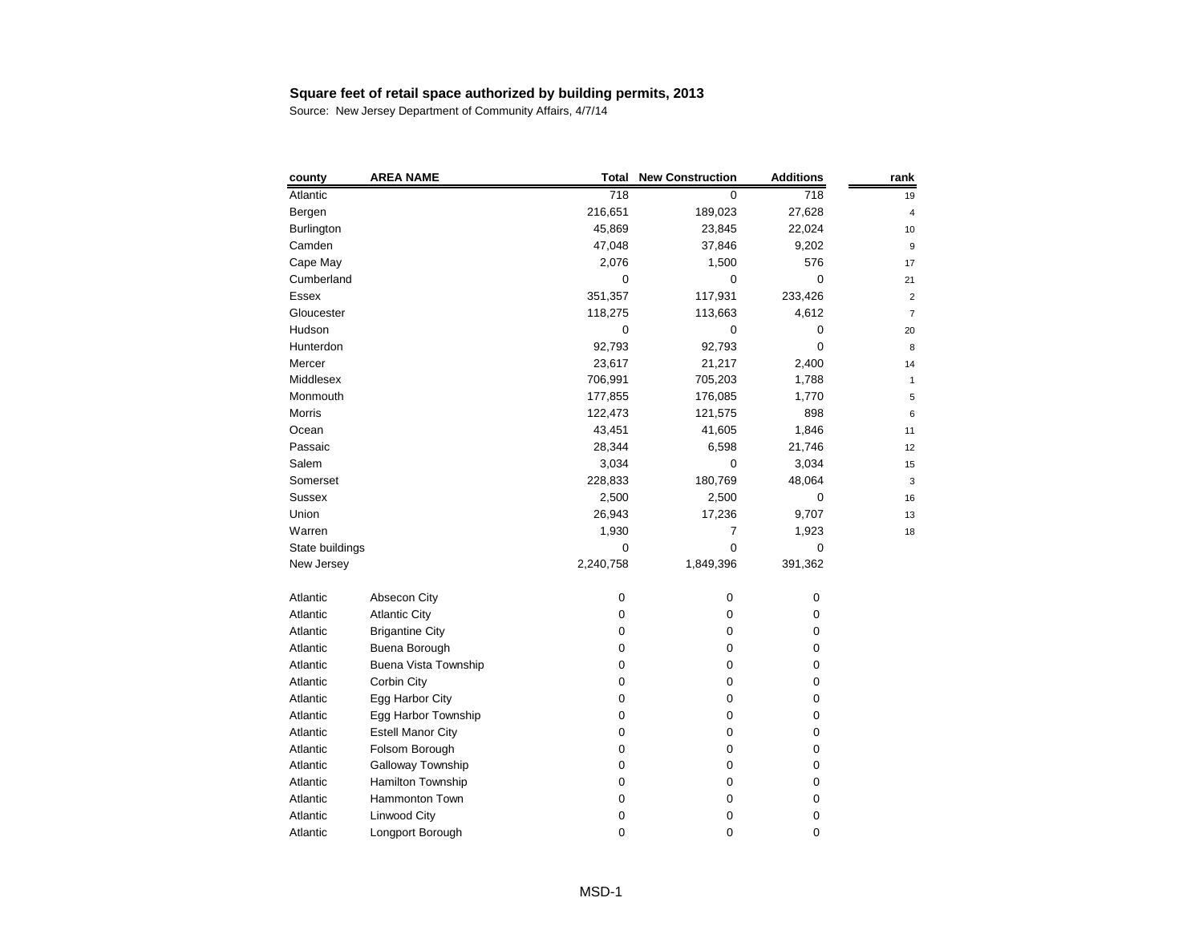**Square feet of retail space authorized by building permits, 2013**

Source: New Jersey Department of Community Affairs, 4/7/14

| county | AREA NAME | Total | New Construction | Additions | rank |
|---|---|---|---|---|---|
| Atlantic | | 718 | 0 | 718 | 19 |
| Bergen | | 216,651 | 189,023 | 27,628 | 4 |
| Burlington | | 45,869 | 23,845 | 22,024 | 10 |
| Camden | | 47,048 | 37,846 | 9,202 | 9 |
| Cape May | | 2,076 | 1,500 | 576 | 17 |
| Cumberland | | 0 | 0 | 0 | 21 |
| Essex | | 351,357 | 117,931 | 233,426 | 2 |
| Gloucester | | 118,275 | 113,663 | 4,612 | 7 |
| Hudson | | 0 | 0 | 0 | 20 |
| Hunterdon | | 92,793 | 92,793 | 0 | 8 |
| Mercer | | 23,617 | 21,217 | 2,400 | 14 |
| Middlesex | | 706,991 | 705,203 | 1,788 | 1 |
| Monmouth | | 177,855 | 176,085 | 1,770 | 5 |
| Morris | | 122,473 | 121,575 | 898 | 6 |
| Ocean | | 43,451 | 41,605 | 1,846 | 11 |
| Passaic | | 28,344 | 6,598 | 21,746 | 12 |
| Salem | | 3,034 | 0 | 3,034 | 15 |
| Somerset | | 228,833 | 180,769 | 48,064 | 3 |
| Sussex | | 2,500 | 2,500 | 0 | 16 |
| Union | | 26,943 | 17,236 | 9,707 | 13 |
| Warren | | 1,930 | 7 | 1,923 | 18 |
| State buildings | | 0 | 0 | 0 | |
| New Jersey | | 2,240,758 | 1,849,396 | 391,362 | |
| | | | | | |
| Atlantic | Absecon City | 0 | 0 | 0 | |
| Atlantic | Atlantic City | 0 | 0 | 0 | |
| Atlantic | Brigantine City | 0 | 0 | 0 | |
| Atlantic | Buena Borough | 0 | 0 | 0 | |
| Atlantic | Buena Vista Township | 0 | 0 | 0 | |
| Atlantic | Corbin City | 0 | 0 | 0 | |
| Atlantic | Egg Harbor City | 0 | 0 | 0 | |
| Atlantic | Egg Harbor Township | 0 | 0 | 0 | |
| Atlantic | Estell Manor City | 0 | 0 | 0 | |
| Atlantic | Folsom Borough | 0 | 0 | 0 | |
| Atlantic | Galloway Township | 0 | 0 | 0 | |
| Atlantic | Hamilton Township | 0 | 0 | 0 | |
| Atlantic | Hammonton Town | 0 | 0 | 0 | |
| Atlantic | Linwood City | 0 | 0 | 0 | |
| Atlantic | Longport Borough | 0 | 0 | 0 | |

MSD-1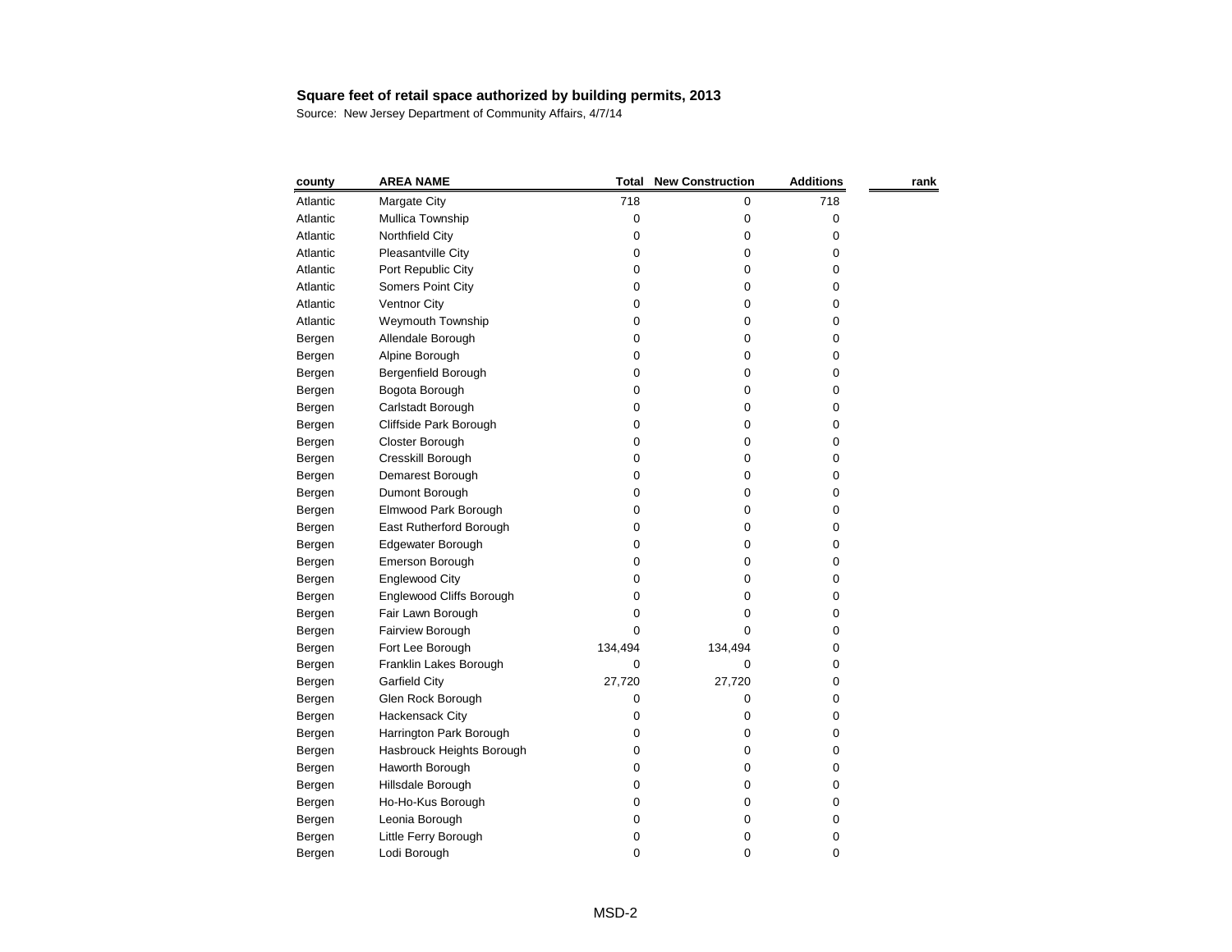**Square feet of retail space authorized by building permits, 2013**

Source: New Jersey Department of Community Affairs, 4/7/14

| county | AREA NAME | Total | New Construction | Additions | rank |
|---|---|---|---|---|---|
| Atlantic | Margate City | 718 | 0 | 718 | |
| Atlantic | Mullica Township | 0 | 0 | 0 | |
| Atlantic | Northfield City | 0 | 0 | 0 | |
| Atlantic | Pleasantville City | 0 | 0 | 0 | |
| Atlantic | Port Republic City | 0 | 0 | 0 | |
| Atlantic | Somers Point City | 0 | 0 | 0 | |
| Atlantic | Ventnor City | 0 | 0 | 0 | |
| Atlantic | Weymouth Township | 0 | 0 | 0 | |
| Bergen | Allendale Borough | 0 | 0 | 0 | |
| Bergen | Alpine Borough | 0 | 0 | 0 | |
| Bergen | Bergenfield Borough | 0 | 0 | 0 | |
| Bergen | Bogota Borough | 0 | 0 | 0 | |
| Bergen | Carlstadt Borough | 0 | 0 | 0 | |
| Bergen | Cliffside Park Borough | 0 | 0 | 0 | |
| Bergen | Closter Borough | 0 | 0 | 0 | |
| Bergen | Cresskill Borough | 0 | 0 | 0 | |
| Bergen | Demarest Borough | 0 | 0 | 0 | |
| Bergen | Dumont Borough | 0 | 0 | 0 | |
| Bergen | Elmwood Park Borough | 0 | 0 | 0 | |
| Bergen | East Rutherford Borough | 0 | 0 | 0 | |
| Bergen | Edgewater Borough | 0 | 0 | 0 | |
| Bergen | Emerson Borough | 0 | 0 | 0 | |
| Bergen | Englewood City | 0 | 0 | 0 | |
| Bergen | Englewood Cliffs Borough | 0 | 0 | 0 | |
| Bergen | Fair Lawn Borough | 0 | 0 | 0 | |
| Bergen | Fairview Borough | 0 | 0 | 0 | |
| Bergen | Fort Lee Borough | 134,494 | 134,494 | 0 | |
| Bergen | Franklin Lakes Borough | 0 | 0 | 0 | |
| Bergen | Garfield City | 27,720 | 27,720 | 0 | |
| Bergen | Glen Rock Borough | 0 | 0 | 0 | |
| Bergen | Hackensack City | 0 | 0 | 0 | |
| Bergen | Harrington Park Borough | 0 | 0 | 0 | |
| Bergen | Hasbrouck Heights Borough | 0 | 0 | 0 | |
| Bergen | Haworth Borough | 0 | 0 | 0 | |
| Bergen | Hillsdale Borough | 0 | 0 | 0 | |
| Bergen | Ho-Ho-Kus Borough | 0 | 0 | 0 | |
| Bergen | Leonia Borough | 0 | 0 | 0 | |
| Bergen | Little Ferry Borough | 0 | 0 | 0 | |
| Bergen | Lodi Borough | 0 | 0 | 0 | |

MSD-2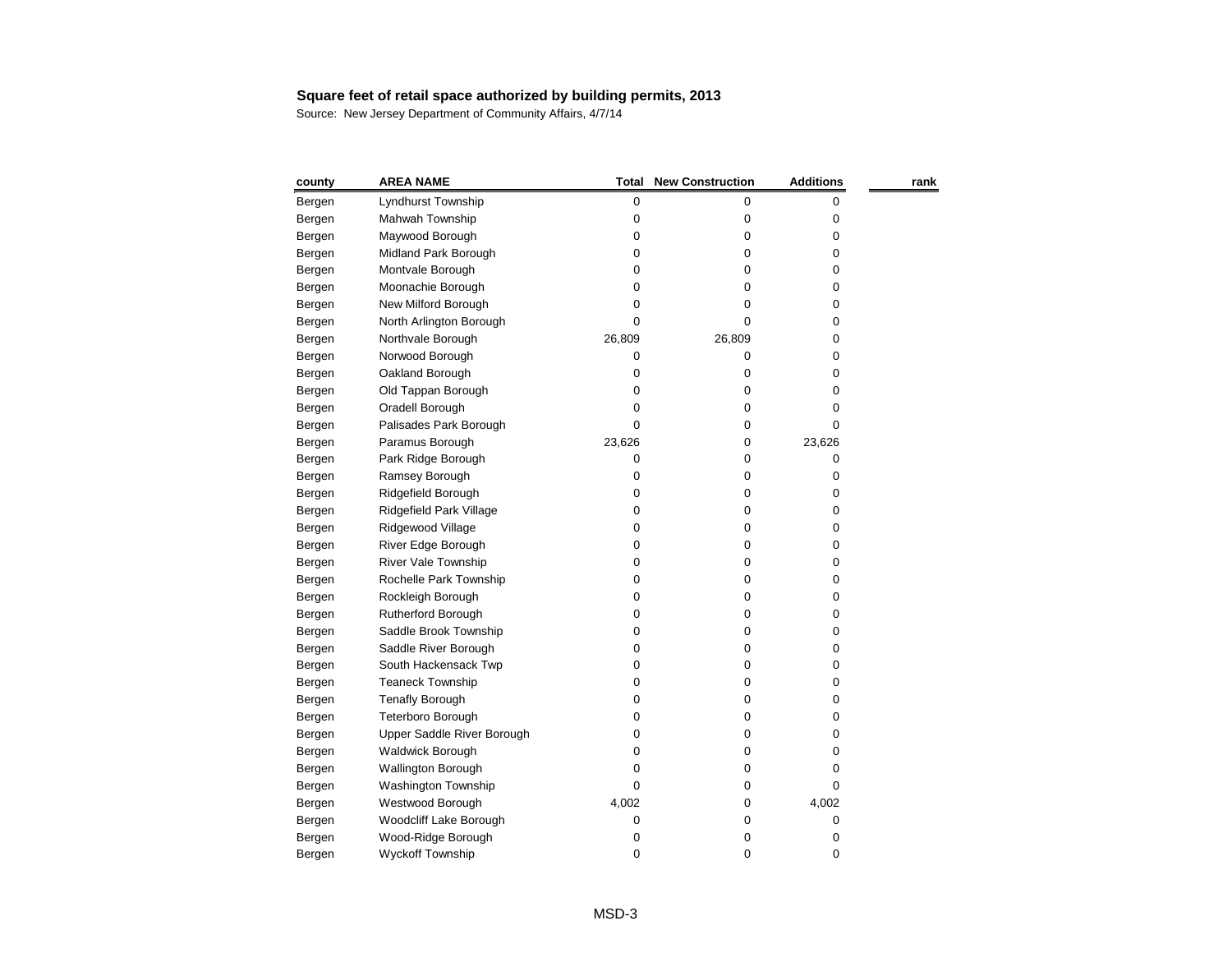**Square feet of retail space authorized by building permits, 2013**

Source: New Jersey Department of Community Affairs, 4/7/14

| county | AREA NAME | Total | New Construction | Additions | rank |
|---|---|---|---|---|---|
| Bergen | Lyndhurst Township | 0 | 0 | 0 | |
| Bergen | Mahwah Township | 0 | 0 | 0 | |
| Bergen | Maywood Borough | 0 | 0 | 0 | |
| Bergen | Midland Park Borough | 0 | 0 | 0 | |
| Bergen | Montvale Borough | 0 | 0 | 0 | |
| Bergen | Moonachie Borough | 0 | 0 | 0 | |
| Bergen | New Milford Borough | 0 | 0 | 0 | |
| Bergen | North Arlington Borough | 0 | 0 | 0 | |
| Bergen | Northvale Borough | 26,809 | 26,809 | 0 | |
| Bergen | Norwood Borough | 0 | 0 | 0 | |
| Bergen | Oakland Borough | 0 | 0 | 0 | |
| Bergen | Old Tappan Borough | 0 | 0 | 0 | |
| Bergen | Oradell Borough | 0 | 0 | 0 | |
| Bergen | Palisades Park Borough | 0 | 0 | 0 | |
| Bergen | Paramus Borough | 23,626 | 0 | 23,626 | |
| Bergen | Park Ridge Borough | 0 | 0 | 0 | |
| Bergen | Ramsey Borough | 0 | 0 | 0 | |
| Bergen | Ridgefield Borough | 0 | 0 | 0 | |
| Bergen | Ridgefield Park Village | 0 | 0 | 0 | |
| Bergen | Ridgewood Village | 0 | 0 | 0 | |
| Bergen | River Edge Borough | 0 | 0 | 0 | |
| Bergen | River Vale Township | 0 | 0 | 0 | |
| Bergen | Rochelle Park Township | 0 | 0 | 0 | |
| Bergen | Rockleigh Borough | 0 | 0 | 0 | |
| Bergen | Rutherford Borough | 0 | 0 | 0 | |
| Bergen | Saddle Brook Township | 0 | 0 | 0 | |
| Bergen | Saddle River Borough | 0 | 0 | 0 | |
| Bergen | South Hackensack Twp | 0 | 0 | 0 | |
| Bergen | Teaneck Township | 0 | 0 | 0 | |
| Bergen | Tenafly Borough | 0 | 0 | 0 | |
| Bergen | Teterboro Borough | 0 | 0 | 0 | |
| Bergen | Upper Saddle River Borough | 0 | 0 | 0 | |
| Bergen | Waldwick Borough | 0 | 0 | 0 | |
| Bergen | Wallington Borough | 0 | 0 | 0 | |
| Bergen | Washington Township | 0 | 0 | 0 | |
| Bergen | Westwood Borough | 4,002 | 0 | 4,002 | |
| Bergen | Woodcliff Lake Borough | 0 | 0 | 0 | |
| Bergen | Wood-Ridge Borough | 0 | 0 | 0 | |
| Bergen | Wyckoff Township | 0 | 0 | 0 | |

MSD-3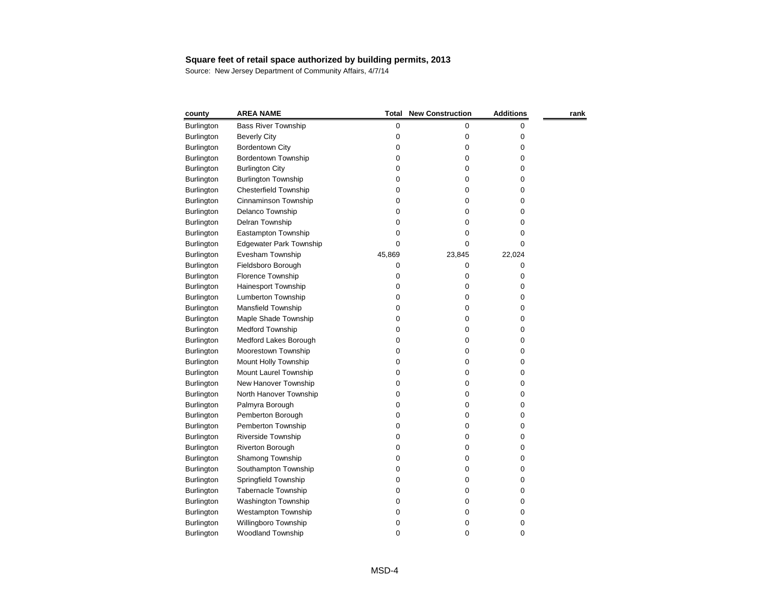**Square feet of retail space authorized by building permits, 2013**

Source: New Jersey Department of Community Affairs, 4/7/14

| county | AREA NAME | Total | New Construction | Additions | rank |
|---|---|---|---|---|---|
| Burlington | Bass River Township | 0 | 0 | 0 | |
| Burlington | Beverly City | 0 | 0 | 0 | |
| Burlington | Bordentown City | 0 | 0 | 0 | |
| Burlington | Bordentown Township | 0 | 0 | 0 | |
| Burlington | Burlington City | 0 | 0 | 0 | |
| Burlington | Burlington Township | 0 | 0 | 0 | |
| Burlington | Chesterfield Township | 0 | 0 | 0 | |
| Burlington | Cinnaminson Township | 0 | 0 | 0 | |
| Burlington | Delanco Township | 0 | 0 | 0 | |
| Burlington | Delran Township | 0 | 0 | 0 | |
| Burlington | Eastampton Township | 0 | 0 | 0 | |
| Burlington | Edgewater Park Township | 0 | 0 | 0 | |
| Burlington | Evesham Township | 45,869 | 23,845 | 22,024 | |
| Burlington | Fieldsboro Borough | 0 | 0 | 0 | |
| Burlington | Florence Township | 0 | 0 | 0 | |
| Burlington | Hainesport Township | 0 | 0 | 0 | |
| Burlington | Lumberton Township | 0 | 0 | 0 | |
| Burlington | Mansfield Township | 0 | 0 | 0 | |
| Burlington | Maple Shade Township | 0 | 0 | 0 | |
| Burlington | Medford Township | 0 | 0 | 0 | |
| Burlington | Medford Lakes Borough | 0 | 0 | 0 | |
| Burlington | Moorestown Township | 0 | 0 | 0 | |
| Burlington | Mount Holly Township | 0 | 0 | 0 | |
| Burlington | Mount Laurel Township | 0 | 0 | 0 | |
| Burlington | New Hanover Township | 0 | 0 | 0 | |
| Burlington | North Hanover Township | 0 | 0 | 0 | |
| Burlington | Palmyra Borough | 0 | 0 | 0 | |
| Burlington | Pemberton Borough | 0 | 0 | 0 | |
| Burlington | Pemberton Township | 0 | 0 | 0 | |
| Burlington | Riverside Township | 0 | 0 | 0 | |
| Burlington | Riverton Borough | 0 | 0 | 0 | |
| Burlington | Shamong Township | 0 | 0 | 0 | |
| Burlington | Southampton Township | 0 | 0 | 0 | |
| Burlington | Springfield Township | 0 | 0 | 0 | |
| Burlington | Tabernacle Township | 0 | 0 | 0 | |
| Burlington | Washington Township | 0 | 0 | 0 | |
| Burlington | Westampton Township | 0 | 0 | 0 | |
| Burlington | Willingboro Township | 0 | 0 | 0 | |
| Burlington | Woodland Township | 0 | 0 | 0 | |

MSD-4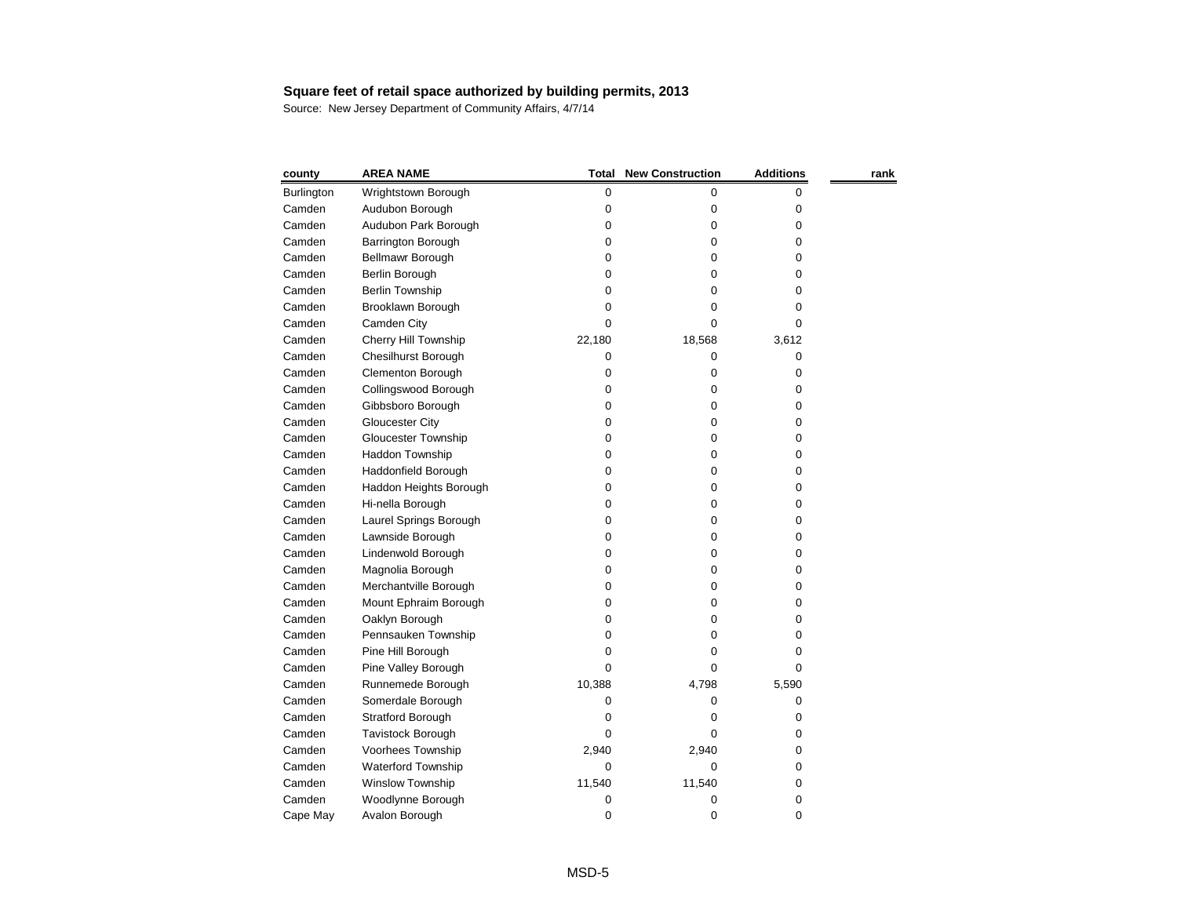**Square feet of retail space authorized by building permits, 2013**

Source: New Jersey Department of Community Affairs, 4/7/14

| county | AREA NAME | Total | New Construction | Additions | rank |
|---|---|---|---|---|---|
| Burlington | Wrightstown Borough | 0 | 0 | 0 | |
| Camden | Audubon Borough | 0 | 0 | 0 | |
| Camden | Audubon Park Borough | 0 | 0 | 0 | |
| Camden | Barrington Borough | 0 | 0 | 0 | |
| Camden | Bellmawr Borough | 0 | 0 | 0 | |
| Camden | Berlin Borough | 0 | 0 | 0 | |
| Camden | Berlin Township | 0 | 0 | 0 | |
| Camden | Brooklawn Borough | 0 | 0 | 0 | |
| Camden | Camden City | 0 | 0 | 0 | |
| Camden | Cherry Hill Township | 22,180 | 18,568 | 3,612 | |
| Camden | Chesilhurst Borough | 0 | 0 | 0 | |
| Camden | Clementon Borough | 0 | 0 | 0 | |
| Camden | Collingswood Borough | 0 | 0 | 0 | |
| Camden | Gibbsboro Borough | 0 | 0 | 0 | |
| Camden | Gloucester City | 0 | 0 | 0 | |
| Camden | Gloucester Township | 0 | 0 | 0 | |
| Camden | Haddon Township | 0 | 0 | 0 | |
| Camden | Haddonfield Borough | 0 | 0 | 0 | |
| Camden | Haddon Heights Borough | 0 | 0 | 0 | |
| Camden | Hi-nella Borough | 0 | 0 | 0 | |
| Camden | Laurel Springs Borough | 0 | 0 | 0 | |
| Camden | Lawnside Borough | 0 | 0 | 0 | |
| Camden | Lindenwold Borough | 0 | 0 | 0 | |
| Camden | Magnolia Borough | 0 | 0 | 0 | |
| Camden | Merchantville Borough | 0 | 0 | 0 | |
| Camden | Mount Ephraim Borough | 0 | 0 | 0 | |
| Camden | Oaklyn Borough | 0 | 0 | 0 | |
| Camden | Pennsauken Township | 0 | 0 | 0 | |
| Camden | Pine Hill Borough | 0 | 0 | 0 | |
| Camden | Pine Valley Borough | 0 | 0 | 0 | |
| Camden | Runnemede Borough | 10,388 | 4,798 | 5,590 | |
| Camden | Somerdale Borough | 0 | 0 | 0 | |
| Camden | Stratford Borough | 0 | 0 | 0 | |
| Camden | Tavistock Borough | 0 | 0 | 0 | |
| Camden | Voorhees Township | 2,940 | 2,940 | 0 | |
| Camden | Waterford Township | 0 | 0 | 0 | |
| Camden | Winslow Township | 11,540 | 11,540 | 0 | |
| Camden | Woodlynne Borough | 0 | 0 | 0 | |
| Cape May | Avalon Borough | 0 | 0 | 0 | |

MSD-5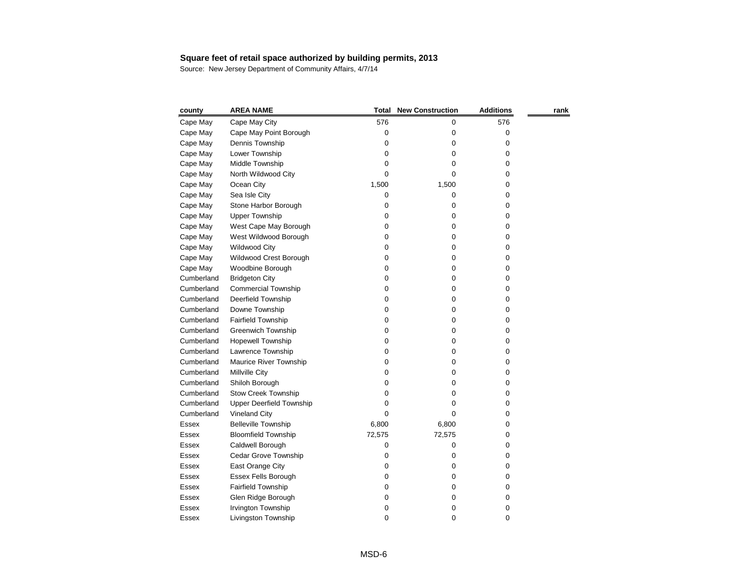**Square feet of retail space authorized by building permits, 2013**

Source: New Jersey Department of Community Affairs, 4/7/14

| county | AREA NAME | Total | New Construction | Additions | rank |
|---|---|---|---|---|---|
| Cape May | Cape May City | 576 | 0 | 576 | |
| Cape May | Cape May Point Borough | 0 | 0 | 0 | |
| Cape May | Dennis Township | 0 | 0 | 0 | |
| Cape May | Lower Township | 0 | 0 | 0 | |
| Cape May | Middle Township | 0 | 0 | 0 | |
| Cape May | North Wildwood City | 0 | 0 | 0 | |
| Cape May | Ocean City | 1,500 | 1,500 | 0 | |
| Cape May | Sea Isle City | 0 | 0 | 0 | |
| Cape May | Stone Harbor Borough | 0 | 0 | 0 | |
| Cape May | Upper Township | 0 | 0 | 0 | |
| Cape May | West Cape May Borough | 0 | 0 | 0 | |
| Cape May | West Wildwood Borough | 0 | 0 | 0 | |
| Cape May | Wildwood City | 0 | 0 | 0 | |
| Cape May | Wildwood Crest Borough | 0 | 0 | 0 | |
| Cape May | Woodbine Borough | 0 | 0 | 0 | |
| Cumberland | Bridgeton City | 0 | 0 | 0 | |
| Cumberland | Commercial Township | 0 | 0 | 0 | |
| Cumberland | Deerfield Township | 0 | 0 | 0 | |
| Cumberland | Downe Township | 0 | 0 | 0 | |
| Cumberland | Fairfield Township | 0 | 0 | 0 | |
| Cumberland | Greenwich Township | 0 | 0 | 0 | |
| Cumberland | Hopewell Township | 0 | 0 | 0 | |
| Cumberland | Lawrence Township | 0 | 0 | 0 | |
| Cumberland | Maurice River Township | 0 | 0 | 0 | |
| Cumberland | Millville City | 0 | 0 | 0 | |
| Cumberland | Shiloh Borough | 0 | 0 | 0 | |
| Cumberland | Stow Creek Township | 0 | 0 | 0 | |
| Cumberland | Upper Deerfield Township | 0 | 0 | 0 | |
| Cumberland | Vineland City | 0 | 0 | 0 | |
| Essex | Belleville Township | 6,800 | 6,800 | 0 | |
| Essex | Bloomfield Township | 72,575 | 72,575 | 0 | |
| Essex | Caldwell Borough | 0 | 0 | 0 | |
| Essex | Cedar Grove Township | 0 | 0 | 0 | |
| Essex | East Orange City | 0 | 0 | 0 | |
| Essex | Essex Fells Borough | 0 | 0 | 0 | |
| Essex | Fairfield Township | 0 | 0 | 0 | |
| Essex | Glen Ridge Borough | 0 | 0 | 0 | |
| Essex | Irvington Township | 0 | 0 | 0 | |
| Essex | Livingston Township | 0 | 0 | 0 | |

MSD-6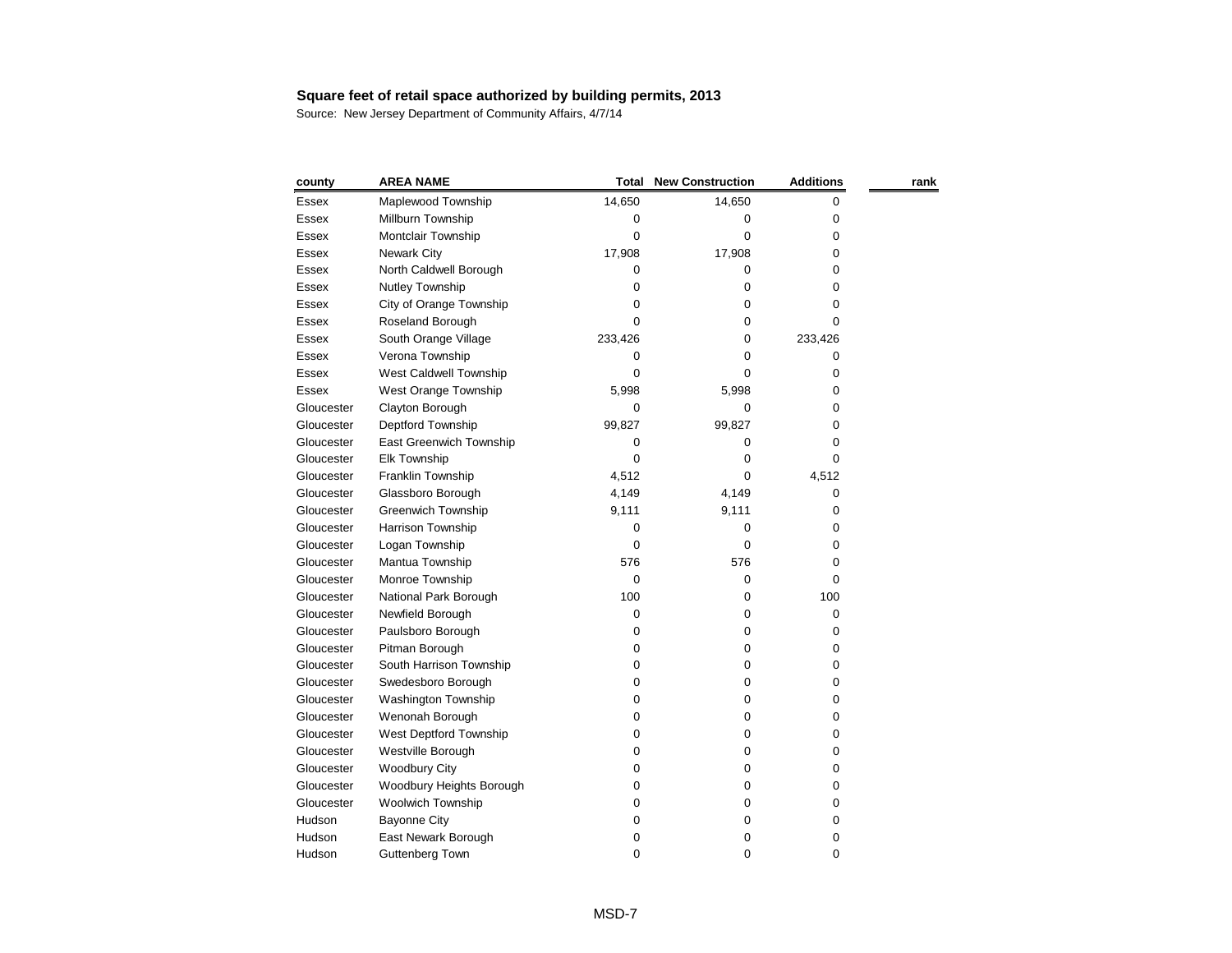**Square feet of retail space authorized by building permits, 2013**

Source: New Jersey Department of Community Affairs, 4/7/14

| county | AREA NAME | Total | New Construction | Additions | rank |
|---|---|---|---|---|---|
| Essex | Maplewood Township | 14,650 | 14,650 | 0 | |
| Essex | Millburn Township | 0 | 0 | 0 | |
| Essex | Montclair Township | 0 | 0 | 0 | |
| Essex | Newark City | 17,908 | 17,908 | 0 | |
| Essex | North Caldwell Borough | 0 | 0 | 0 | |
| Essex | Nutley Township | 0 | 0 | 0 | |
| Essex | City of Orange Township | 0 | 0 | 0 | |
| Essex | Roseland Borough | 0 | 0 | 0 | |
| Essex | South Orange Village | 233,426 | 0 | 233,426 | |
| Essex | Verona Township | 0 | 0 | 0 | |
| Essex | West Caldwell Township | 0 | 0 | 0 | |
| Essex | West Orange Township | 5,998 | 5,998 | 0 | |
| Gloucester | Clayton Borough | 0 | 0 | 0 | |
| Gloucester | Deptford Township | 99,827 | 99,827 | 0 | |
| Gloucester | East Greenwich Township | 0 | 0 | 0 | |
| Gloucester | Elk Township | 0 | 0 | 0 | |
| Gloucester | Franklin Township | 4,512 | 0 | 4,512 | |
| Gloucester | Glassboro Borough | 4,149 | 4,149 | 0 | |
| Gloucester | Greenwich Township | 9,111 | 9,111 | 0 | |
| Gloucester | Harrison Township | 0 | 0 | 0 | |
| Gloucester | Logan Township | 0 | 0 | 0 | |
| Gloucester | Mantua Township | 576 | 576 | 0 | |
| Gloucester | Monroe Township | 0 | 0 | 0 | |
| Gloucester | National Park Borough | 100 | 0 | 100 | |
| Gloucester | Newfield Borough | 0 | 0 | 0 | |
| Gloucester | Paulsboro Borough | 0 | 0 | 0 | |
| Gloucester | Pitman Borough | 0 | 0 | 0 | |
| Gloucester | South Harrison Township | 0 | 0 | 0 | |
| Gloucester | Swedesboro Borough | 0 | 0 | 0 | |
| Gloucester | Washington Township | 0 | 0 | 0 | |
| Gloucester | Wenonah Borough | 0 | 0 | 0 | |
| Gloucester | West Deptford Township | 0 | 0 | 0 | |
| Gloucester | Westville Borough | 0 | 0 | 0 | |
| Gloucester | Woodbury City | 0 | 0 | 0 | |
| Gloucester | Woodbury Heights Borough | 0 | 0 | 0 | |
| Gloucester | Woolwich Township | 0 | 0 | 0 | |
| Hudson | Bayonne City | 0 | 0 | 0 | |
| Hudson | East Newark Borough | 0 | 0 | 0 | |
| Hudson | Guttenberg Town | 0 | 0 | 0 | |

MSD-7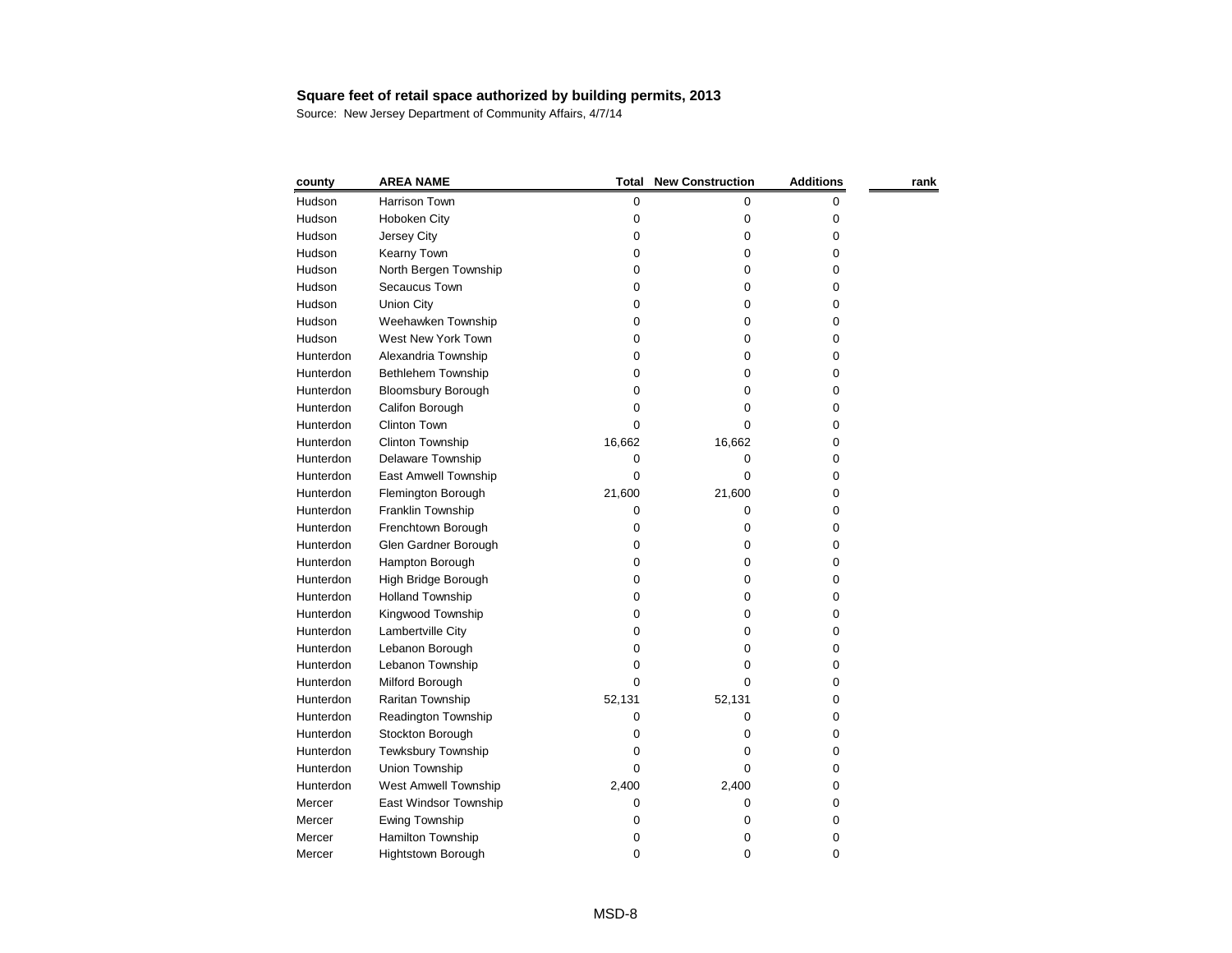**Square feet of retail space authorized by building permits, 2013**

Source: New Jersey Department of Community Affairs, 4/7/14

| county | AREA NAME | Total | New Construction | Additions | rank |
|---|---|---|---|---|---|
| Hudson | Harrison Town | 0 | 0 | 0 | |
| Hudson | Hoboken City | 0 | 0 | 0 | |
| Hudson | Jersey City | 0 | 0 | 0 | |
| Hudson | Kearny Town | 0 | 0 | 0 | |
| Hudson | North Bergen Township | 0 | 0 | 0 | |
| Hudson | Secaucus Town | 0 | 0 | 0 | |
| Hudson | Union City | 0 | 0 | 0 | |
| Hudson | Weehawken Township | 0 | 0 | 0 | |
| Hudson | West New York Town | 0 | 0 | 0 | |
| Hunterdon | Alexandria Township | 0 | 0 | 0 | |
| Hunterdon | Bethlehem Township | 0 | 0 | 0 | |
| Hunterdon | Bloomsbury Borough | 0 | 0 | 0 | |
| Hunterdon | Califon Borough | 0 | 0 | 0 | |
| Hunterdon | Clinton Town | 0 | 0 | 0 | |
| Hunterdon | Clinton Township | 16,662 | 16,662 | 0 | |
| Hunterdon | Delaware Township | 0 | 0 | 0 | |
| Hunterdon | East Amwell Township | 0 | 0 | 0 | |
| Hunterdon | Flemington Borough | 21,600 | 21,600 | 0 | |
| Hunterdon | Franklin Township | 0 | 0 | 0 | |
| Hunterdon | Frenchtown Borough | 0 | 0 | 0 | |
| Hunterdon | Glen Gardner Borough | 0 | 0 | 0 | |
| Hunterdon | Hampton Borough | 0 | 0 | 0 | |
| Hunterdon | High Bridge Borough | 0 | 0 | 0 | |
| Hunterdon | Holland Township | 0 | 0 | 0 | |
| Hunterdon | Kingwood Township | 0 | 0 | 0 | |
| Hunterdon | Lambertville City | 0 | 0 | 0 | |
| Hunterdon | Lebanon Borough | 0 | 0 | 0 | |
| Hunterdon | Lebanon Township | 0 | 0 | 0 | |
| Hunterdon | Milford Borough | 0 | 0 | 0 | |
| Hunterdon | Raritan Township | 52,131 | 52,131 | 0 | |
| Hunterdon | Readington Township | 0 | 0 | 0 | |
| Hunterdon | Stockton Borough | 0 | 0 | 0 | |
| Hunterdon | Tewksbury Township | 0 | 0 | 0 | |
| Hunterdon | Union Township | 0 | 0 | 0 | |
| Hunterdon | West Amwell Township | 2,400 | 2,400 | 0 | |
| Mercer | East Windsor Township | 0 | 0 | 0 | |
| Mercer | Ewing Township | 0 | 0 | 0 | |
| Mercer | Hamilton Township | 0 | 0 | 0 | |
| Mercer | Hightstown Borough | 0 | 0 | 0 | |

MSD-8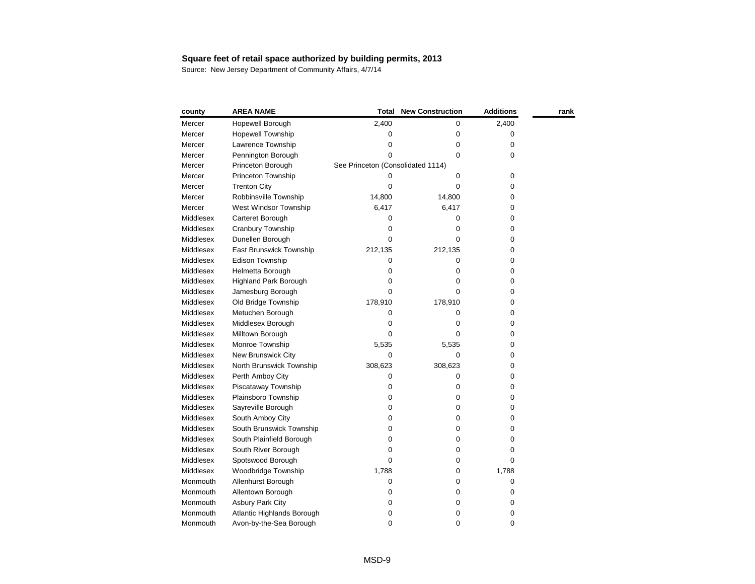**Square feet of retail space authorized by building permits, 2013**

Source: New Jersey Department of Community Affairs, 4/7/14

| county | AREA NAME | Total | New Construction | Additions | rank |
|---|---|---|---|---|---|
| Mercer | Hopewell Borough | 2,400 | 0 | 2,400 | |
| Mercer | Hopewell Township | 0 | 0 | 0 | |
| Mercer | Lawrence Township | 0 | 0 | 0 | |
| Mercer | Pennington Borough | 0 | 0 | 0 | |
| Mercer | Princeton Borough | See Princeton (Consolidated 1114) | | | |
| Mercer | Princeton Township | 0 | 0 | 0 | |
| Mercer | Trenton City | 0 | 0 | 0 | |
| Mercer | Robbinsville Township | 14,800 | 14,800 | 0 | |
| Mercer | West Windsor Township | 6,417 | 6,417 | 0 | |
| Middlesex | Carteret Borough | 0 | 0 | 0 | |
| Middlesex | Cranbury Township | 0 | 0 | 0 | |
| Middlesex | Dunellen Borough | 0 | 0 | 0 | |
| Middlesex | East Brunswick Township | 212,135 | 212,135 | 0 | |
| Middlesex | Edison Township | 0 | 0 | 0 | |
| Middlesex | Helmetta Borough | 0 | 0 | 0 | |
| Middlesex | Highland Park Borough | 0 | 0 | 0 | |
| Middlesex | Jamesburg Borough | 0 | 0 | 0 | |
| Middlesex | Old Bridge Township | 178,910 | 178,910 | 0 | |
| Middlesex | Metuchen Borough | 0 | 0 | 0 | |
| Middlesex | Middlesex Borough | 0 | 0 | 0 | |
| Middlesex | Milltown Borough | 0 | 0 | 0 | |
| Middlesex | Monroe Township | 5,535 | 5,535 | 0 | |
| Middlesex | New Brunswick City | 0 | 0 | 0 | |
| Middlesex | North Brunswick Township | 308,623 | 308,623 | 0 | |
| Middlesex | Perth Amboy City | 0 | 0 | 0 | |
| Middlesex | Piscataway Township | 0 | 0 | 0 | |
| Middlesex | Plainsboro Township | 0 | 0 | 0 | |
| Middlesex | Sayreville Borough | 0 | 0 | 0 | |
| Middlesex | South Amboy City | 0 | 0 | 0 | |
| Middlesex | South Brunswick Township | 0 | 0 | 0 | |
| Middlesex | South Plainfield Borough | 0 | 0 | 0 | |
| Middlesex | South River Borough | 0 | 0 | 0 | |
| Middlesex | Spotswood Borough | 0 | 0 | 0 | |
| Middlesex | Woodbridge Township | 1,788 | 0 | 1,788 | |
| Monmouth | Allenhurst Borough | 0 | 0 | 0 | |
| Monmouth | Allentown Borough | 0 | 0 | 0 | |
| Monmouth | Asbury Park City | 0 | 0 | 0 | |
| Monmouth | Atlantic Highlands Borough | 0 | 0 | 0 | |
| Monmouth | Avon-by-the-Sea Borough | 0 | 0 | 0 | |

MSD-9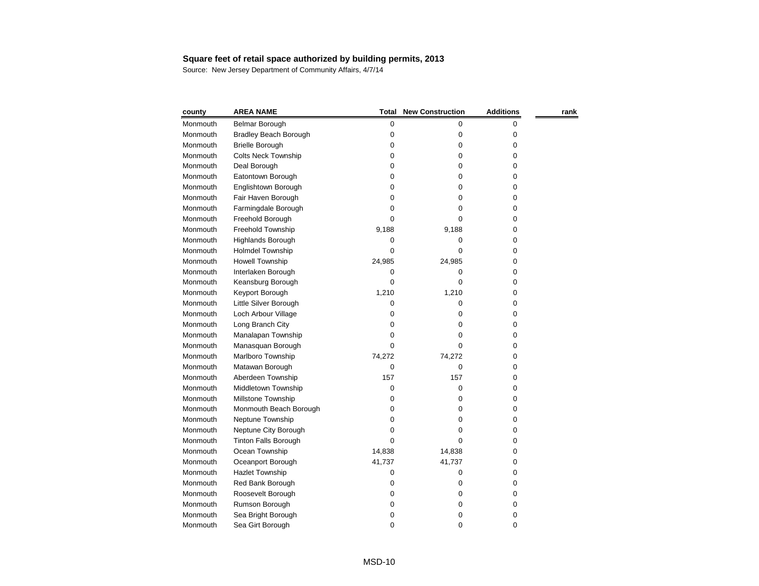**Square feet of retail space authorized by building permits, 2013**

Source: New Jersey Department of Community Affairs, 4/7/14

| county | AREA NAME | Total | New Construction | Additions | rank |
|---|---|---|---|---|---|
| Monmouth | Belmar Borough | 0 | 0 | 0 | |
| Monmouth | Bradley Beach Borough | 0 | 0 | 0 | |
| Monmouth | Brielle Borough | 0 | 0 | 0 | |
| Monmouth | Colts Neck Township | 0 | 0 | 0 | |
| Monmouth | Deal Borough | 0 | 0 | 0 | |
| Monmouth | Eatontown Borough | 0 | 0 | 0 | |
| Monmouth | Englishtown Borough | 0 | 0 | 0 | |
| Monmouth | Fair Haven Borough | 0 | 0 | 0 | |
| Monmouth | Farmingdale Borough | 0 | 0 | 0 | |
| Monmouth | Freehold Borough | 0 | 0 | 0 | |
| Monmouth | Freehold Township | 9,188 | 9,188 | 0 | |
| Monmouth | Highlands Borough | 0 | 0 | 0 | |
| Monmouth | Holmdel Township | 0 | 0 | 0 | |
| Monmouth | Howell Township | 24,985 | 24,985 | 0 | |
| Monmouth | Interlaken Borough | 0 | 0 | 0 | |
| Monmouth | Keansburg Borough | 0 | 0 | 0 | |
| Monmouth | Keyport Borough | 1,210 | 1,210 | 0 | |
| Monmouth | Little Silver Borough | 0 | 0 | 0 | |
| Monmouth | Loch Arbour Village | 0 | 0 | 0 | |
| Monmouth | Long Branch City | 0 | 0 | 0 | |
| Monmouth | Manalapan Township | 0 | 0 | 0 | |
| Monmouth | Manasquan Borough | 0 | 0 | 0 | |
| Monmouth | Marlboro Township | 74,272 | 74,272 | 0 | |
| Monmouth | Matawan Borough | 0 | 0 | 0 | |
| Monmouth | Aberdeen Township | 157 | 157 | 0 | |
| Monmouth | Middletown Township | 0 | 0 | 0 | |
| Monmouth | Millstone Township | 0 | 0 | 0 | |
| Monmouth | Monmouth Beach Borough | 0 | 0 | 0 | |
| Monmouth | Neptune Township | 0 | 0 | 0 | |
| Monmouth | Neptune City Borough | 0 | 0 | 0 | |
| Monmouth | Tinton Falls Borough | 0 | 0 | 0 | |
| Monmouth | Ocean Township | 14,838 | 14,838 | 0 | |
| Monmouth | Oceanport Borough | 41,737 | 41,737 | 0 | |
| Monmouth | Hazlet Township | 0 | 0 | 0 | |
| Monmouth | Red Bank Borough | 0 | 0 | 0 | |
| Monmouth | Roosevelt Borough | 0 | 0 | 0 | |
| Monmouth | Rumson Borough | 0 | 0 | 0 | |
| Monmouth | Sea Bright Borough | 0 | 0 | 0 | |
| Monmouth | Sea Girt Borough | 0 | 0 | 0 | |

MSD-10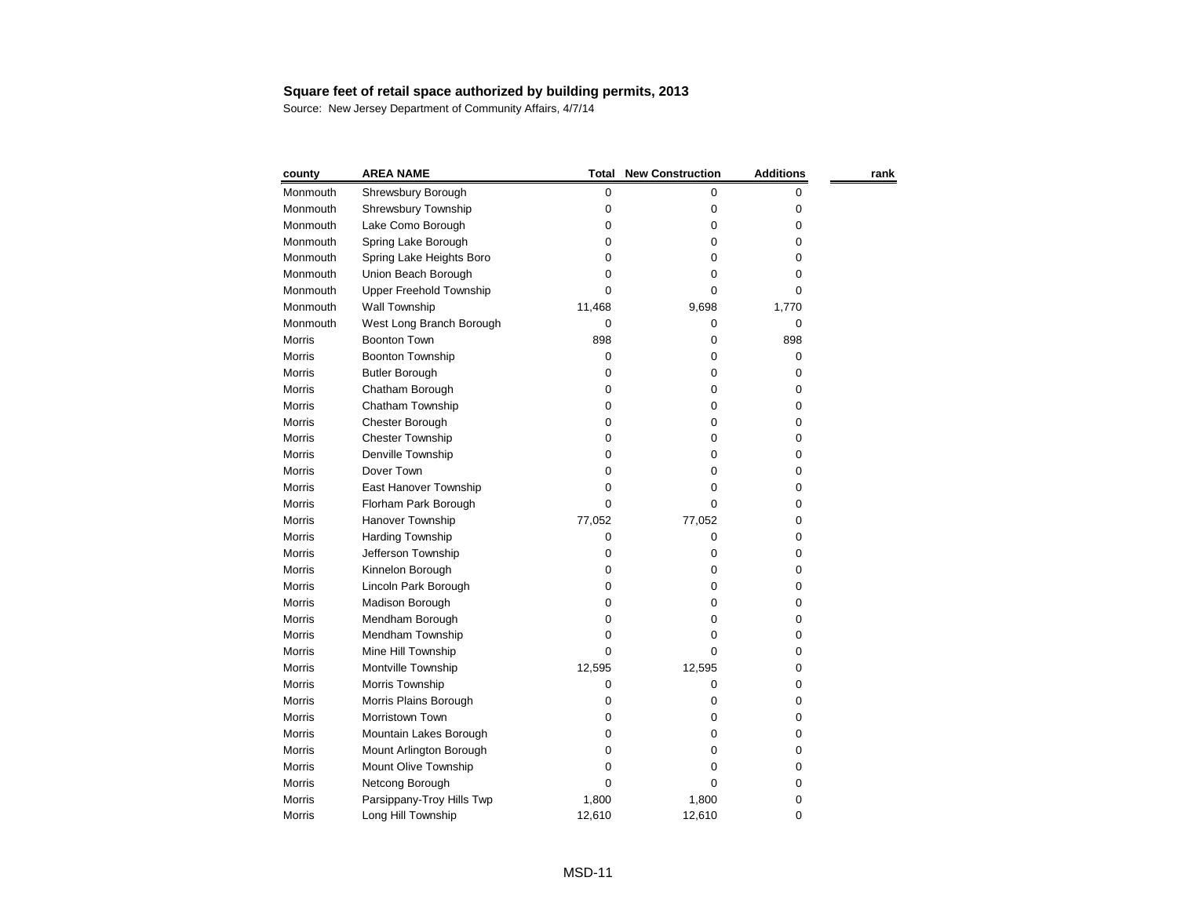**Square feet of retail space authorized by building permits, 2013**

Source: New Jersey Department of Community Affairs, 4/7/14

| county | AREA NAME | Total | New Construction | Additions | rank |
|---|---|---|---|---|---|
| Monmouth | Shrewsbury Borough | 0 | 0 | 0 | |
| Monmouth | Shrewsbury Township | 0 | 0 | 0 | |
| Monmouth | Lake Como Borough | 0 | 0 | 0 | |
| Monmouth | Spring Lake Borough | 0 | 0 | 0 | |
| Monmouth | Spring Lake Heights Boro | 0 | 0 | 0 | |
| Monmouth | Union Beach Borough | 0 | 0 | 0 | |
| Monmouth | Upper Freehold Township | 0 | 0 | 0 | |
| Monmouth | Wall Township | 11,468 | 9,698 | 1,770 | |
| Monmouth | West Long Branch Borough | 0 | 0 | 0 | |
| Morris | Boonton Town | 898 | 0 | 898 | |
| Morris | Boonton Township | 0 | 0 | 0 | |
| Morris | Butler Borough | 0 | 0 | 0 | |
| Morris | Chatham Borough | 0 | 0 | 0 | |
| Morris | Chatham Township | 0 | 0 | 0 | |
| Morris | Chester Borough | 0 | 0 | 0 | |
| Morris | Chester Township | 0 | 0 | 0 | |
| Morris | Denville Township | 0 | 0 | 0 | |
| Morris | Dover Town | 0 | 0 | 0 | |
| Morris | East Hanover Township | 0 | 0 | 0 | |
| Morris | Florham Park Borough | 0 | 0 | 0 | |
| Morris | Hanover Township | 77,052 | 77,052 | 0 | |
| Morris | Harding Township | 0 | 0 | 0 | |
| Morris | Jefferson Township | 0 | 0 | 0 | |
| Morris | Kinnelon Borough | 0 | 0 | 0 | |
| Morris | Lincoln Park Borough | 0 | 0 | 0 | |
| Morris | Madison Borough | 0 | 0 | 0 | |
| Morris | Mendham Borough | 0 | 0 | 0 | |
| Morris | Mendham Township | 0 | 0 | 0 | |
| Morris | Mine Hill Township | 0 | 0 | 0 | |
| Morris | Montville Township | 12,595 | 12,595 | 0 | |
| Morris | Morris Township | 0 | 0 | 0 | |
| Morris | Morris Plains Borough | 0 | 0 | 0 | |
| Morris | Morristown Town | 0 | 0 | 0 | |
| Morris | Mountain Lakes Borough | 0 | 0 | 0 | |
| Morris | Mount Arlington Borough | 0 | 0 | 0 | |
| Morris | Mount Olive Township | 0 | 0 | 0 | |
| Morris | Netcong Borough | 0 | 0 | 0 | |
| Morris | Parsippany-Troy Hills Twp | 1,800 | 1,800 | 0 | |
| Morris | Long Hill Township | 12,610 | 12,610 | 0 | |

MSD-11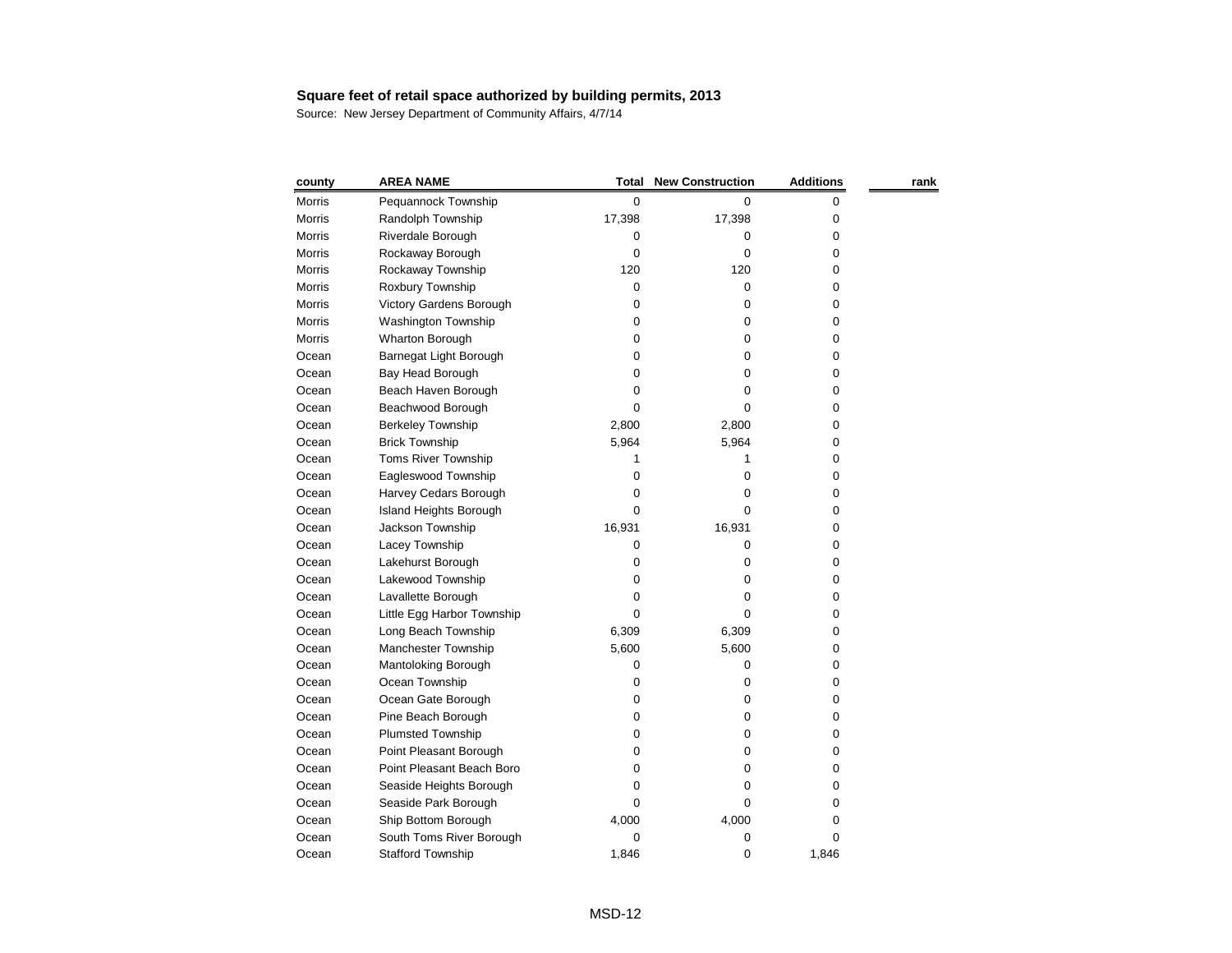**Square feet of retail space authorized by building permits, 2013**

Source: New Jersey Department of Community Affairs, 4/7/14

| county | AREA NAME | Total | New Construction | Additions | rank |
|---|---|---|---|---|---|
| Morris | Pequannock Township | 0 | 0 | 0 | |
| Morris | Randolph Township | 17,398 | 17,398 | 0 | |
| Morris | Riverdale Borough | 0 | 0 | 0 | |
| Morris | Rockaway Borough | 0 | 0 | 0 | |
| Morris | Rockaway Township | 120 | 120 | 0 | |
| Morris | Roxbury Township | 0 | 0 | 0 | |
| Morris | Victory Gardens Borough | 0 | 0 | 0 | |
| Morris | Washington Township | 0 | 0 | 0 | |
| Morris | Wharton Borough | 0 | 0 | 0 | |
| Ocean | Barnegat Light Borough | 0 | 0 | 0 | |
| Ocean | Bay Head Borough | 0 | 0 | 0 | |
| Ocean | Beach Haven Borough | 0 | 0 | 0 | |
| Ocean | Beachwood Borough | 0 | 0 | 0 | |
| Ocean | Berkeley Township | 2,800 | 2,800 | 0 | |
| Ocean | Brick Township | 5,964 | 5,964 | 0 | |
| Ocean | Toms River Township | 1 | 1 | 0 | |
| Ocean | Eagleswood Township | 0 | 0 | 0 | |
| Ocean | Harvey Cedars Borough | 0 | 0 | 0 | |
| Ocean | Island Heights Borough | 0 | 0 | 0 | |
| Ocean | Jackson Township | 16,931 | 16,931 | 0 | |
| Ocean | Lacey Township | 0 | 0 | 0 | |
| Ocean | Lakehurst Borough | 0 | 0 | 0 | |
| Ocean | Lakewood Township | 0 | 0 | 0 | |
| Ocean | Lavallette Borough | 0 | 0 | 0 | |
| Ocean | Little Egg Harbor Township | 0 | 0 | 0 | |
| Ocean | Long Beach Township | 6,309 | 6,309 | 0 | |
| Ocean | Manchester Township | 5,600 | 5,600 | 0 | |
| Ocean | Mantoloking Borough | 0 | 0 | 0 | |
| Ocean | Ocean Township | 0 | 0 | 0 | |
| Ocean | Ocean Gate Borough | 0 | 0 | 0 | |
| Ocean | Pine Beach Borough | 0 | 0 | 0 | |
| Ocean | Plumsted Township | 0 | 0 | 0 | |
| Ocean | Point Pleasant Borough | 0 | 0 | 0 | |
| Ocean | Point Pleasant Beach Boro | 0 | 0 | 0 | |
| Ocean | Seaside Heights Borough | 0 | 0 | 0 | |
| Ocean | Seaside Park Borough | 0 | 0 | 0 | |
| Ocean | Ship Bottom Borough | 4,000 | 4,000 | 0 | |
| Ocean | South Toms River Borough | 0 | 0 | 0 | |
| Ocean | Stafford Township | 1,846 | 0 | 1,846 | |

MSD-12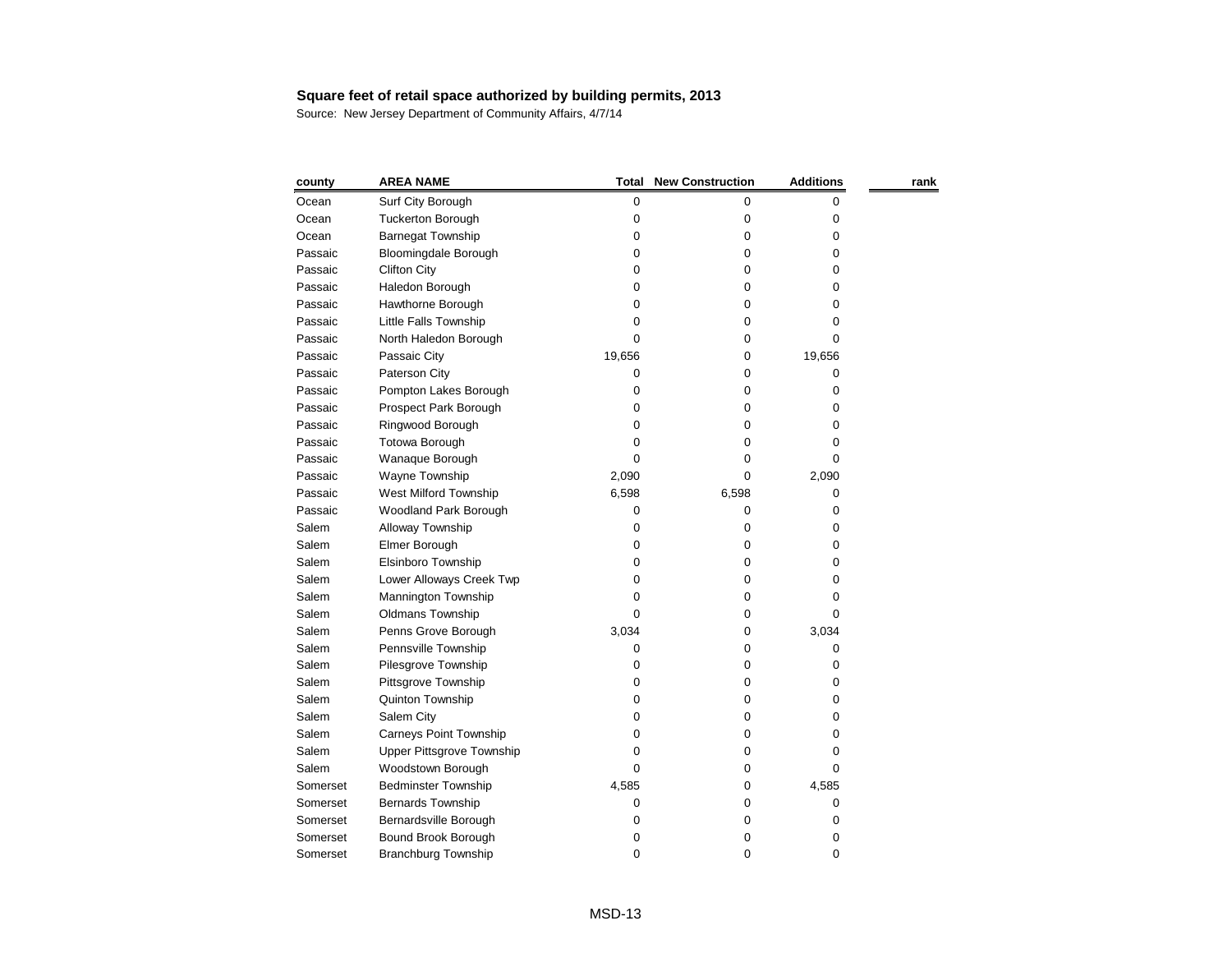**Square feet of retail space authorized by building permits, 2013**

Source: New Jersey Department of Community Affairs, 4/7/14

| county | AREA NAME | Total | New Construction | Additions | rank |
|---|---|---|---|---|---|
| Ocean | Surf City Borough | 0 | 0 | 0 | |
| Ocean | Tuckerton Borough | 0 | 0 | 0 | |
| Ocean | Barnegat Township | 0 | 0 | 0 | |
| Passaic | Bloomingdale Borough | 0 | 0 | 0 | |
| Passaic | Clifton City | 0 | 0 | 0 | |
| Passaic | Haledon Borough | 0 | 0 | 0 | |
| Passaic | Hawthorne Borough | 0 | 0 | 0 | |
| Passaic | Little Falls Township | 0 | 0 | 0 | |
| Passaic | North Haledon Borough | 0 | 0 | 0 | |
| Passaic | Passaic City | 19,656 | 0 | 19,656 | |
| Passaic | Paterson City | 0 | 0 | 0 | |
| Passaic | Pompton Lakes Borough | 0 | 0 | 0 | |
| Passaic | Prospect Park Borough | 0 | 0 | 0 | |
| Passaic | Ringwood Borough | 0 | 0 | 0 | |
| Passaic | Totowa Borough | 0 | 0 | 0 | |
| Passaic | Wanaque Borough | 0 | 0 | 0 | |
| Passaic | Wayne Township | 2,090 | 0 | 2,090 | |
| Passaic | West Milford Township | 6,598 | 6,598 | 0 | |
| Passaic | Woodland Park Borough | 0 | 0 | 0 | |
| Salem | Alloway Township | 0 | 0 | 0 | |
| Salem | Elmer Borough | 0 | 0 | 0 | |
| Salem | Elsinboro Township | 0 | 0 | 0 | |
| Salem | Lower Alloways Creek Twp | 0 | 0 | 0 | |
| Salem | Mannington Township | 0 | 0 | 0 | |
| Salem | Oldmans Township | 0 | 0 | 0 | |
| Salem | Penns Grove Borough | 3,034 | 0 | 3,034 | |
| Salem | Pennsville Township | 0 | 0 | 0 | |
| Salem | Pilesgrove Township | 0 | 0 | 0 | |
| Salem | Pittsgrove Township | 0 | 0 | 0 | |
| Salem | Quinton Township | 0 | 0 | 0 | |
| Salem | Salem City | 0 | 0 | 0 | |
| Salem | Carneys Point Township | 0 | 0 | 0 | |
| Salem | Upper Pittsgrove Township | 0 | 0 | 0 | |
| Salem | Woodstown Borough | 0 | 0 | 0 | |
| Somerset | Bedminster Township | 4,585 | 0 | 4,585 | |
| Somerset | Bernards Township | 0 | 0 | 0 | |
| Somerset | Bernardsville Borough | 0 | 0 | 0 | |
| Somerset | Bound Brook Borough | 0 | 0 | 0 | |
| Somerset | Branchburg Township | 0 | 0 | 0 | |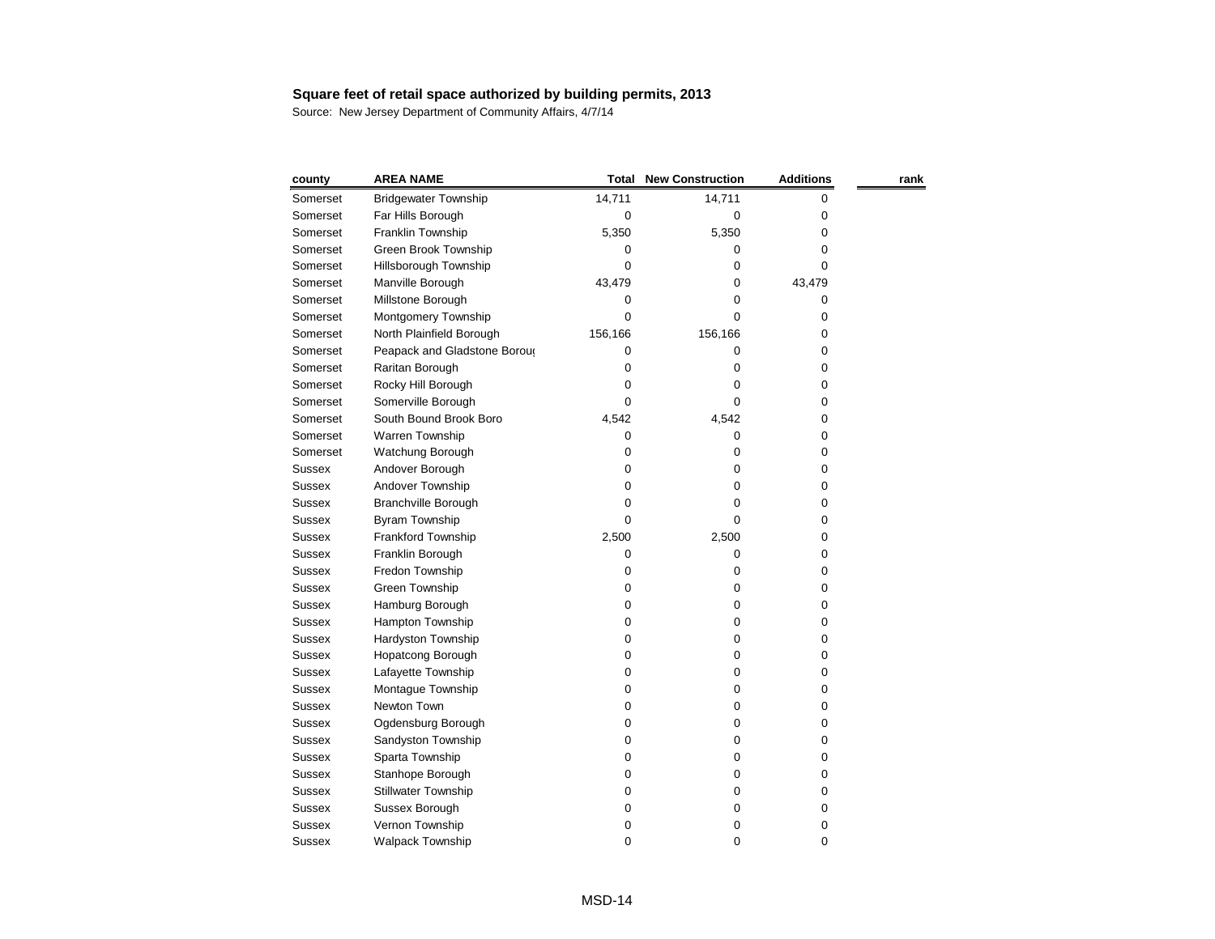**Square feet of retail space authorized by building permits, 2013**

Source: New Jersey Department of Community Affairs, 4/7/14

| county | AREA NAME | Total | New Construction | Additions | rank |
|---|---|---|---|---|---|
| Somerset | Bridgewater Township | 14,711 | 14,711 | 0 | |
| Somerset | Far Hills Borough | 0 | 0 | 0 | |
| Somerset | Franklin Township | 5,350 | 5,350 | 0 | |
| Somerset | Green Brook Township | 0 | 0 | 0 | |
| Somerset | Hillsborough Township | 0 | 0 | 0 | |
| Somerset | Manville Borough | 43,479 | 0 | 43,479 | |
| Somerset | Millstone Borough | 0 | 0 | 0 | |
| Somerset | Montgomery Township | 0 | 0 | 0 | |
| Somerset | North Plainfield Borough | 156,166 | 156,166 | 0 | |
| Somerset | Peapack and Gladstone Borou( | 0 | 0 | 0 | |
| Somerset | Raritan Borough | 0 | 0 | 0 | |
| Somerset | Rocky Hill Borough | 0 | 0 | 0 | |
| Somerset | Somerville Borough | 0 | 0 | 0 | |
| Somerset | South Bound Brook Boro | 4,542 | 4,542 | 0 | |
| Somerset | Warren Township | 0 | 0 | 0 | |
| Somerset | Watchung Borough | 0 | 0 | 0 | |
| Sussex | Andover Borough | 0 | 0 | 0 | |
| Sussex | Andover Township | 0 | 0 | 0 | |
| Sussex | Branchville Borough | 0 | 0 | 0 | |
| Sussex | Byram Township | 0 | 0 | 0 | |
| Sussex | Frankford Township | 2,500 | 2,500 | 0 | |
| Sussex | Franklin Borough | 0 | 0 | 0 | |
| Sussex | Fredon Township | 0 | 0 | 0 | |
| Sussex | Green Township | 0 | 0 | 0 | |
| Sussex | Hamburg Borough | 0 | 0 | 0 | |
| Sussex | Hampton Township | 0 | 0 | 0 | |
| Sussex | Hardyston Township | 0 | 0 | 0 | |
| Sussex | Hopatcong Borough | 0 | 0 | 0 | |
| Sussex | Lafayette Township | 0 | 0 | 0 | |
| Sussex | Montague Township | 0 | 0 | 0 | |
| Sussex | Newton Town | 0 | 0 | 0 | |
| Sussex | Ogdensburg Borough | 0 | 0 | 0 | |
| Sussex | Sandyston Township | 0 | 0 | 0 | |
| Sussex | Sparta Township | 0 | 0 | 0 | |
| Sussex | Stanhope Borough | 0 | 0 | 0 | |
| Sussex | Stillwater Township | 0 | 0 | 0 | |
| Sussex | Sussex Borough | 0 | 0 | 0 | |
| Sussex | Vernon Township | 0 | 0 | 0 | |
| Sussex | Walpack Township | 0 | 0 | 0 | |

MSD-14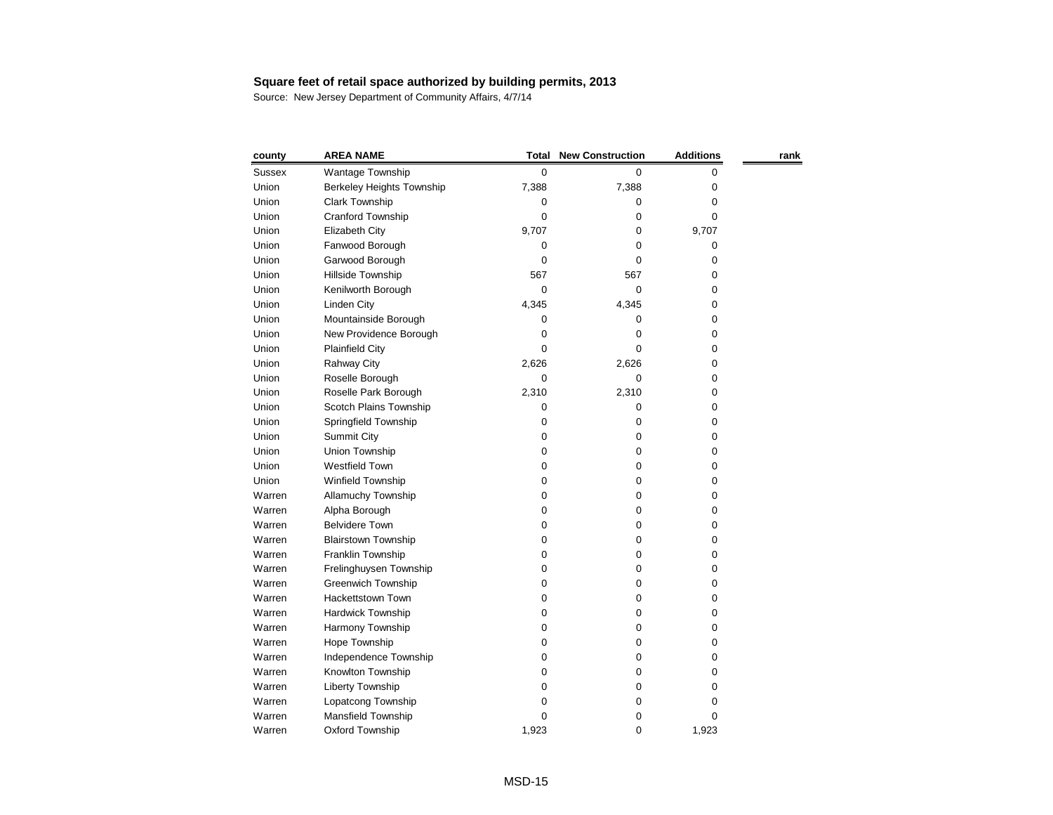**Square feet of retail space authorized by building permits, 2013**

Source: New Jersey Department of Community Affairs, 4/7/14

| county | AREA NAME | Total | New Construction | Additions | rank |
|---|---|---|---|---|---|
| Sussex | Wantage Township | 0 | 0 | 0 | |
| Union | Berkeley Heights Township | 7,388 | 7,388 | 0 | |
| Union | Clark Township | 0 | 0 | 0 | |
| Union | Cranford Township | 0 | 0 | 0 | |
| Union | Elizabeth City | 9,707 | 0 | 9,707 | |
| Union | Fanwood Borough | 0 | 0 | 0 | |
| Union | Garwood Borough | 0 | 0 | 0 | |
| Union | Hillside Township | 567 | 567 | 0 | |
| Union | Kenilworth Borough | 0 | 0 | 0 | |
| Union | Linden City | 4,345 | 4,345 | 0 | |
| Union | Mountainside Borough | 0 | 0 | 0 | |
| Union | New Providence Borough | 0 | 0 | 0 | |
| Union | Plainfield City | 0 | 0 | 0 | |
| Union | Rahway City | 2,626 | 2,626 | 0 | |
| Union | Roselle Borough | 0 | 0 | 0 | |
| Union | Roselle Park Borough | 2,310 | 2,310 | 0 | |
| Union | Scotch Plains Township | 0 | 0 | 0 | |
| Union | Springfield Township | 0 | 0 | 0 | |
| Union | Summit City | 0 | 0 | 0 | |
| Union | Union Township | 0 | 0 | 0 | |
| Union | Westfield Town | 0 | 0 | 0 | |
| Union | Winfield Township | 0 | 0 | 0 | |
| Warren | Allamuchy Township | 0 | 0 | 0 | |
| Warren | Alpha Borough | 0 | 0 | 0 | |
| Warren | Belvidere Town | 0 | 0 | 0 | |
| Warren | Blairstown Township | 0 | 0 | 0 | |
| Warren | Franklin Township | 0 | 0 | 0 | |
| Warren | Frelinghuysen Township | 0 | 0 | 0 | |
| Warren | Greenwich Township | 0 | 0 | 0 | |
| Warren | Hackettstown Town | 0 | 0 | 0 | |
| Warren | Hardwick Township | 0 | 0 | 0 | |
| Warren | Harmony Township | 0 | 0 | 0 | |
| Warren | Hope Township | 0 | 0 | 0 | |
| Warren | Independence Township | 0 | 0 | 0 | |
| Warren | Knowlton Township | 0 | 0 | 0 | |
| Warren | Liberty Township | 0 | 0 | 0 | |
| Warren | Lopatcong Township | 0 | 0 | 0 | |
| Warren | Mansfield Township | 0 | 0 | 0 | |
| Warren | Oxford Township | 1,923 | 0 | 1,923 | |

MSD-15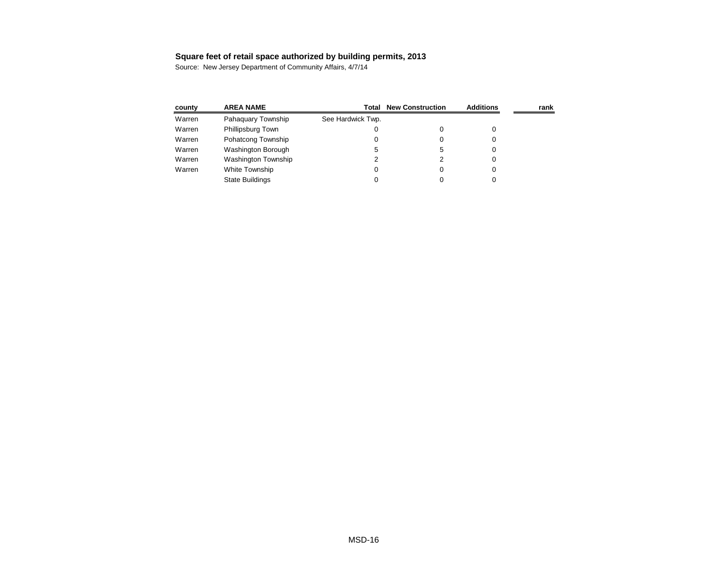**Square feet of retail space authorized by building permits, 2013**

Source: New Jersey Department of Community Affairs, 4/7/14

| county | AREA NAME | Total | New Construction | Additions | rank |
|---|---|---|---|---|---|
| Warren | Pahaquary Township | See Hardwick Twp. | | | |
| Warren | Phillipsburg Town | 0 | 0 | 0 | |
| Warren | Pohatcong Township | 0 | 0 | 0 | |
| Warren | Washington Borough | 5 | 5 | 0 | |
| Warren | Washington Township | 2 | 2 | 0 | |
| Warren | White Township | 0 | 0 | 0 | |
| | State Buildings | 0 | 0 | 0 | |

MSD-16